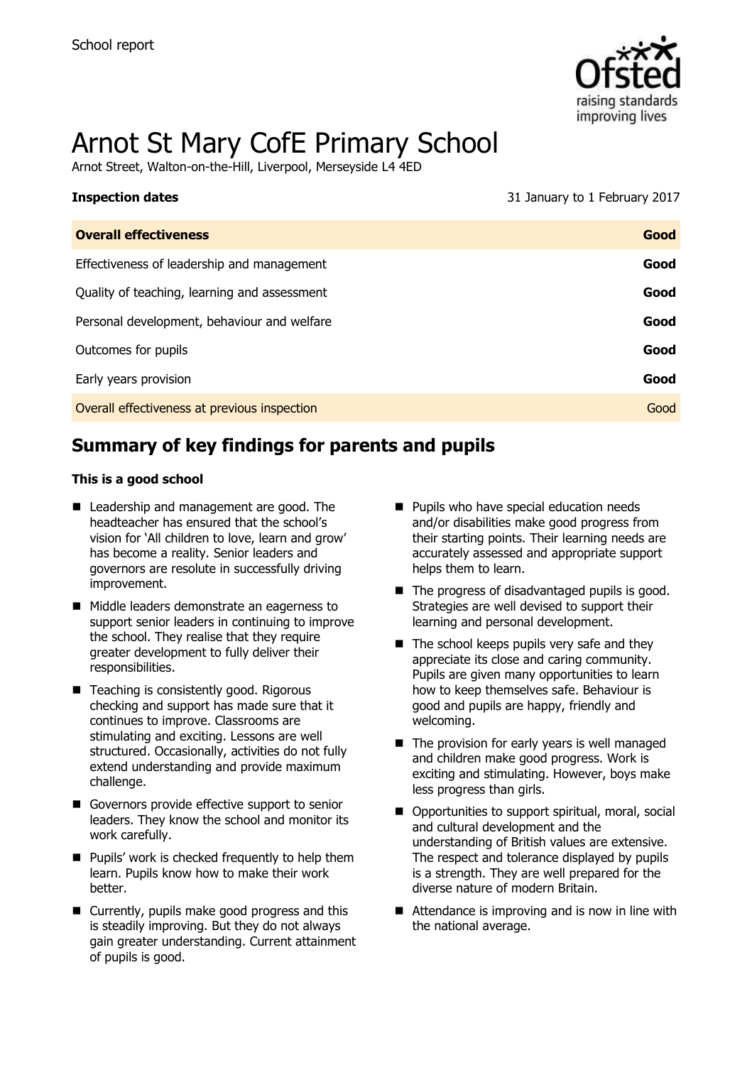School report

# Arnot St Mary CofE Primary School

Arnot Street, Walton-on-the-Hill, Liverpool, Merseyside L4 4ED

**Inspection dates** 31 January to 1 February 2017

| **Overall effectiveness** | **Good** |
| --- | --- |
| Effectiveness of leadership and management | **Good** |
| Quality of teaching, learning and assessment | **Good** |
| Personal development, behaviour and welfare | **Good** |
| Outcomes for pupils | **Good** |
| Early years provision | **Good** |
| Overall effectiveness at previous inspection | Good |

## Summary of key findings for parents and pupils

**This is a good school**

- Leadership and management are good. The headteacher has ensured that the school's vision for 'All children to love, learn and grow' has become a reality. Senior leaders and governors are resolute in successfully driving improvement.
- Middle leaders demonstrate an eagerness to support senior leaders in continuing to improve the school. They realise that they require greater development to fully deliver their responsibilities.
- Teaching is consistently good. Rigorous checking and support has made sure that it continues to improve. Classrooms are stimulating and exciting. Lessons are well structured. Occasionally, activities do not fully extend understanding and provide maximum challenge.
- Governors provide effective support to senior leaders. They know the school and monitor its work carefully.
- Pupils' work is checked frequently to help them learn. Pupils know how to make their work better.
- Currently, pupils make good progress and this is steadily improving. But they do not always gain greater understanding. Current attainment of pupils is good.
- Pupils who have special education needs and/or disabilities make good progress from their starting points. Their learning needs are accurately assessed and appropriate support helps them to learn.
- The progress of disadvantaged pupils is good. Strategies are well devised to support their learning and personal development.
- The school keeps pupils very safe and they appreciate its close and caring community. Pupils are given many opportunities to learn how to keep themselves safe. Behaviour is good and pupils are happy, friendly and welcoming.
- The provision for early years is well managed and children make good progress. Work is exciting and stimulating. However, boys make less progress than girls.
- Opportunities to support spiritual, moral, social and cultural development and the understanding of British values are extensive. The respect and tolerance displayed by pupils is a strength. They are well prepared for the diverse nature of modern Britain.
- Attendance is improving and is now in line with the national average.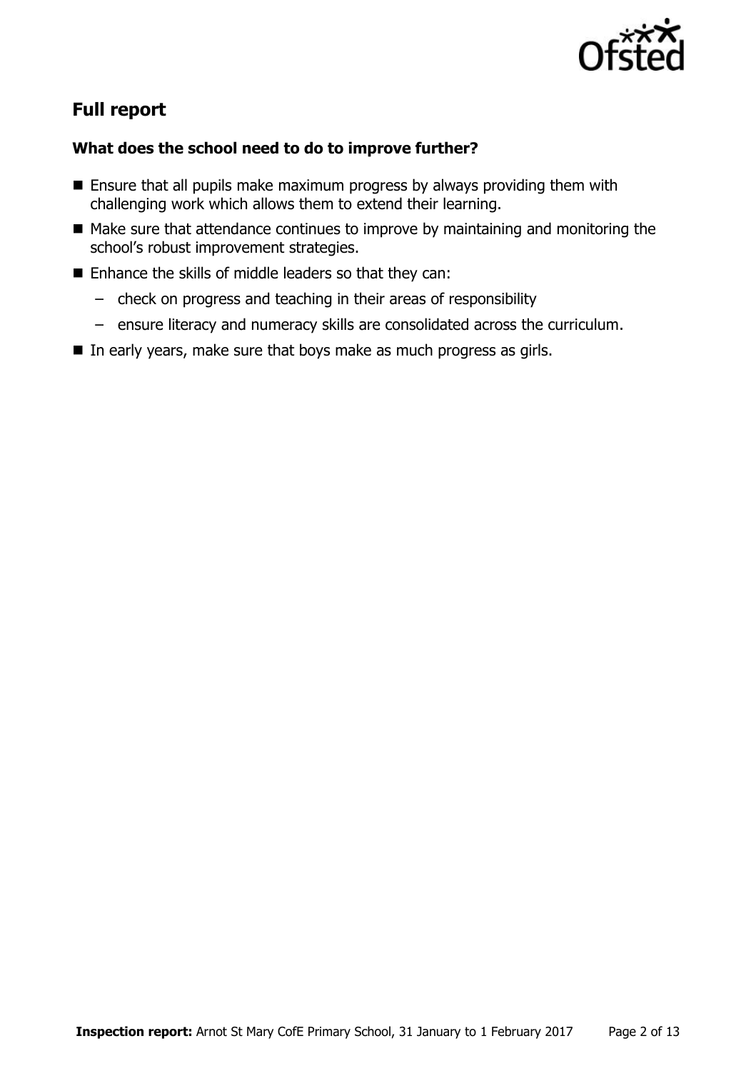## Full report

### What does the school need to do to improve further?

- Ensure that all pupils make maximum progress by always providing them with challenging work which allows them to extend their learning.
- Make sure that attendance continues to improve by maintaining and monitoring the school's robust improvement strategies.
- Enhance the skills of middle leaders so that they can:
  - check on progress and teaching in their areas of responsibility
  - ensure literacy and numeracy skills are consolidated across the curriculum.
- In early years, make sure that boys make as much progress as girls.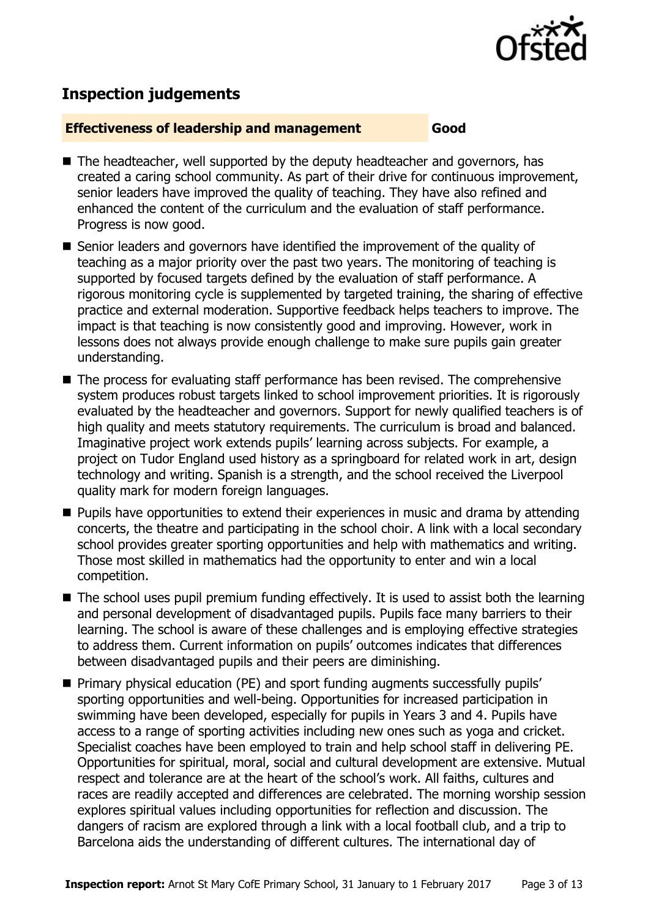## Inspection judgements

**Effectiveness of leadership and management** **Good**

- The headteacher, well supported by the deputy headteacher and governors, has created a caring school community. As part of their drive for continuous improvement, senior leaders have improved the quality of teaching. They have also refined and enhanced the content of the curriculum and the evaluation of staff performance. Progress is now good.
- Senior leaders and governors have identified the improvement of the quality of teaching as a major priority over the past two years. The monitoring of teaching is supported by focused targets defined by the evaluation of staff performance. A rigorous monitoring cycle is supplemented by targeted training, the sharing of effective practice and external moderation. Supportive feedback helps teachers to improve. The impact is that teaching is now consistently good and improving. However, work in lessons does not always provide enough challenge to make sure pupils gain greater understanding.
- The process for evaluating staff performance has been revised. The comprehensive system produces robust targets linked to school improvement priorities. It is rigorously evaluated by the headteacher and governors. Support for newly qualified teachers is of high quality and meets statutory requirements. The curriculum is broad and balanced. Imaginative project work extends pupils' learning across subjects. For example, a project on Tudor England used history as a springboard for related work in art, design technology and writing. Spanish is a strength, and the school received the Liverpool quality mark for modern foreign languages.
- Pupils have opportunities to extend their experiences in music and drama by attending concerts, the theatre and participating in the school choir. A link with a local secondary school provides greater sporting opportunities and help with mathematics and writing. Those most skilled in mathematics had the opportunity to enter and win a local competition.
- The school uses pupil premium funding effectively. It is used to assist both the learning and personal development of disadvantaged pupils. Pupils face many barriers to their learning. The school is aware of these challenges and is employing effective strategies to address them. Current information on pupils' outcomes indicates that differences between disadvantaged pupils and their peers are diminishing.
- Primary physical education (PE) and sport funding augments successfully pupils' sporting opportunities and well-being. Opportunities for increased participation in swimming have been developed, especially for pupils in Years 3 and 4. Pupils have access to a range of sporting activities including new ones such as yoga and cricket. Specialist coaches have been employed to train and help school staff in delivering PE. Opportunities for spiritual, moral, social and cultural development are extensive. Mutual respect and tolerance are at the heart of the school's work. All faiths, cultures and races are readily accepted and differences are celebrated. The morning worship session explores spiritual values including opportunities for reflection and discussion. The dangers of racism are explored through a link with a local football club, and a trip to Barcelona aids the understanding of different cultures. The international day of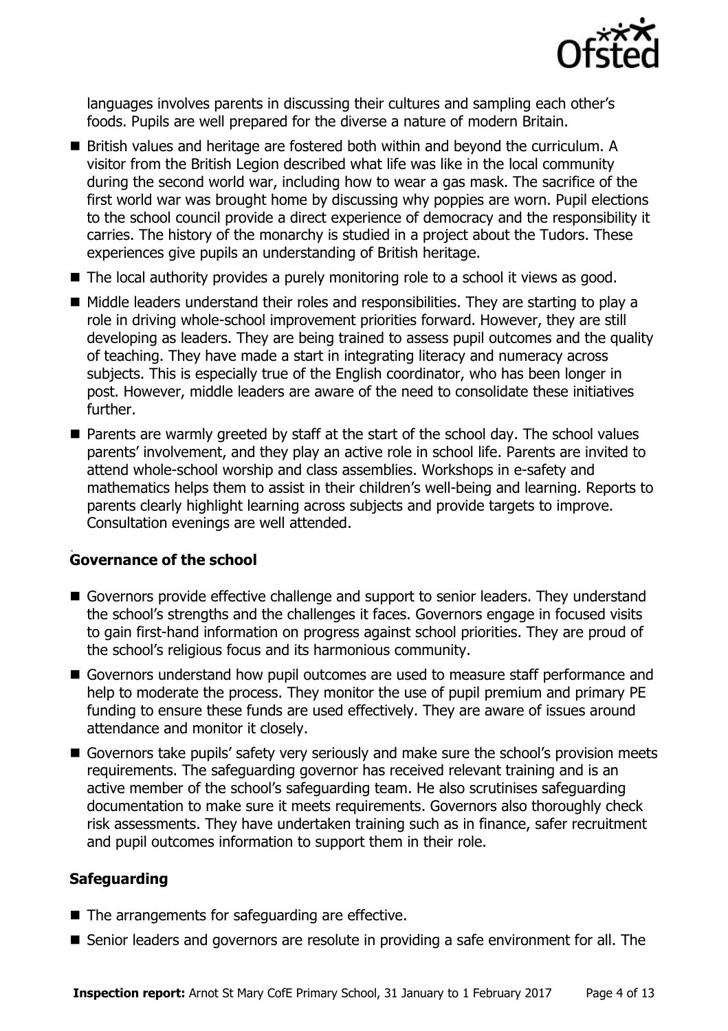languages involves parents in discussing their cultures and sampling each other's foods. Pupils are well prepared for the diverse a nature of modern Britain.

- British values and heritage are fostered both within and beyond the curriculum. A visitor from the British Legion described what life was like in the local community during the second world war, including how to wear a gas mask. The sacrifice of the first world war was brought home by discussing why poppies are worn. Pupil elections to the school council provide a direct experience of democracy and the responsibility it carries. The history of the monarchy is studied in a project about the Tudors. These experiences give pupils an understanding of British heritage.
- The local authority provides a purely monitoring role to a school it views as good.
- Middle leaders understand their roles and responsibilities. They are starting to play a role in driving whole-school improvement priorities forward. However, they are still developing as leaders. They are being trained to assess pupil outcomes and the quality of teaching. They have made a start in integrating literacy and numeracy across subjects. This is especially true of the English coordinator, who has been longer in post. However, middle leaders are aware of the need to consolidate these initiatives further.
- Parents are warmly greeted by staff at the start of the school day. The school values parents' involvement, and they play an active role in school life. Parents are invited to attend whole-school worship and class assemblies. Workshops in e-safety and mathematics helps them to assist in their children's well-being and learning. Reports to parents clearly highlight learning across subjects and provide targets to improve. Consultation evenings are well attended.

### Governance of the school

- Governors provide effective challenge and support to senior leaders. They understand the school's strengths and the challenges it faces. Governors engage in focused visits to gain first-hand information on progress against school priorities. They are proud of the school's religious focus and its harmonious community.
- Governors understand how pupil outcomes are used to measure staff performance and help to moderate the process. They monitor the use of pupil premium and primary PE funding to ensure these funds are used effectively. They are aware of issues around attendance and monitor it closely.
- Governors take pupils' safety very seriously and make sure the school's provision meets requirements. The safeguarding governor has received relevant training and is an active member of the school's safeguarding team. He also scrutinises safeguarding documentation to make sure it meets requirements. Governors also thoroughly check risk assessments. They have undertaken training such as in finance, safer recruitment and pupil outcomes information to support them in their role.

### Safeguarding

- The arrangements for safeguarding are effective.
- Senior leaders and governors are resolute in providing a safe environment for all. The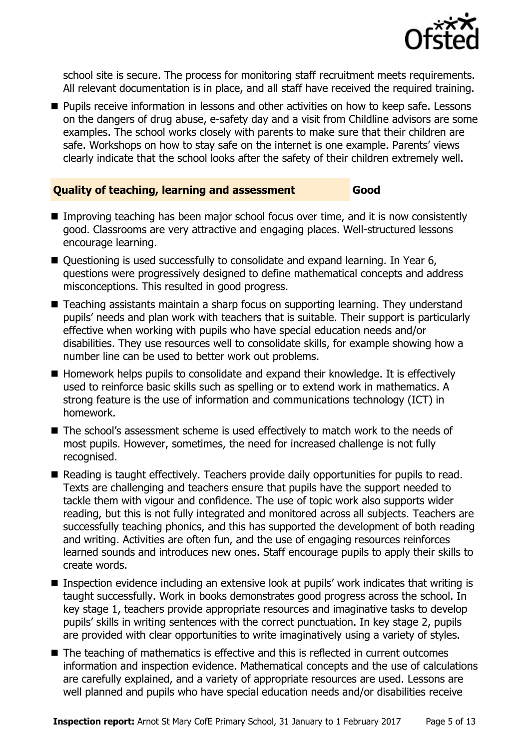school site is secure. The process for monitoring staff recruitment meets requirements. All relevant documentation is in place, and all staff have received the required training.

- Pupils receive information in lessons and other activities on how to keep safe. Lessons on the dangers of drug abuse, e-safety day and a visit from Childline advisors are some examples. The school works closely with parents to make sure that their children are safe. Workshops on how to stay safe on the internet is one example. Parents' views clearly indicate that the school looks after the safety of their children extremely well.

### Quality of teaching, learning and assessment — Good

- Improving teaching has been major school focus over time, and it is now consistently good. Classrooms are very attractive and engaging places. Well-structured lessons encourage learning.
- Questioning is used successfully to consolidate and expand learning. In Year 6, questions were progressively designed to define mathematical concepts and address misconceptions. This resulted in good progress.
- Teaching assistants maintain a sharp focus on supporting learning. They understand pupils' needs and plan work with teachers that is suitable. Their support is particularly effective when working with pupils who have special education needs and/or disabilities. They use resources well to consolidate skills, for example showing how a number line can be used to better work out problems.
- Homework helps pupils to consolidate and expand their knowledge. It is effectively used to reinforce basic skills such as spelling or to extend work in mathematics. A strong feature is the use of information and communications technology (ICT) in homework.
- The school's assessment scheme is used effectively to match work to the needs of most pupils. However, sometimes, the need for increased challenge is not fully recognised.
- Reading is taught effectively. Teachers provide daily opportunities for pupils to read. Texts are challenging and teachers ensure that pupils have the support needed to tackle them with vigour and confidence. The use of topic work also supports wider reading, but this is not fully integrated and monitored across all subjects. Teachers are successfully teaching phonics, and this has supported the development of both reading and writing. Activities are often fun, and the use of engaging resources reinforces learned sounds and introduces new ones. Staff encourage pupils to apply their skills to create words.
- Inspection evidence including an extensive look at pupils' work indicates that writing is taught successfully. Work in books demonstrates good progress across the school. In key stage 1, teachers provide appropriate resources and imaginative tasks to develop pupils' skills in writing sentences with the correct punctuation. In key stage 2, pupils are provided with clear opportunities to write imaginatively using a variety of styles.
- The teaching of mathematics is effective and this is reflected in current outcomes information and inspection evidence. Mathematical concepts and the use of calculations are carefully explained, and a variety of appropriate resources are used. Lessons are well planned and pupils who have special education needs and/or disabilities receive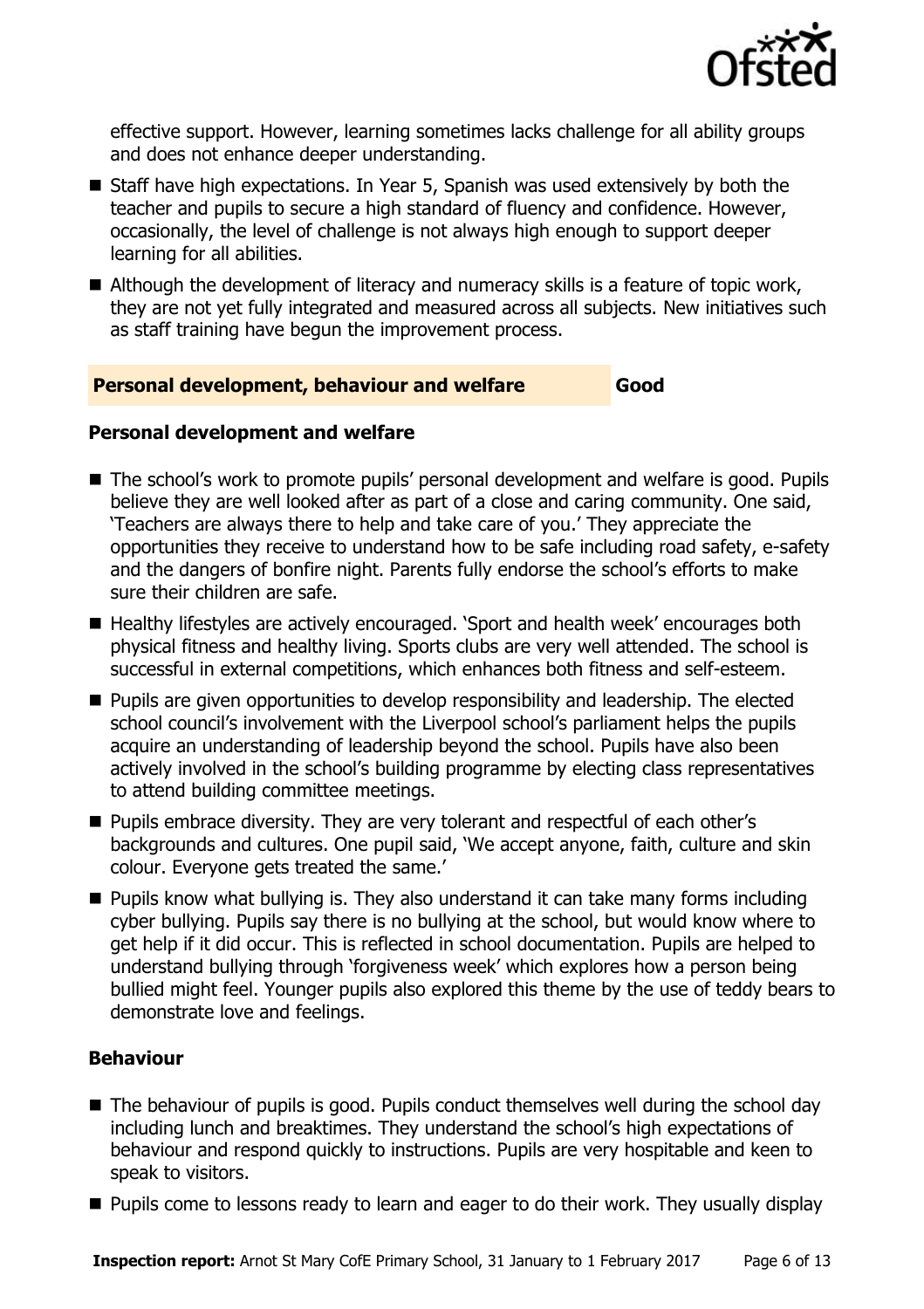effective support. However, learning sometimes lacks challenge for all ability groups and does not enhance deeper understanding.

- Staff have high expectations. In Year 5, Spanish was used extensively by both the teacher and pupils to secure a high standard of fluency and confidence. However, occasionally, the level of challenge is not always high enough to support deeper learning for all abilities.
- Although the development of literacy and numeracy skills is a feature of topic work, they are not yet fully integrated and measured across all subjects. New initiatives such as staff training have begun the improvement process.

## Personal development, behaviour and welfare — Good

### Personal development and welfare

- The school's work to promote pupils' personal development and welfare is good. Pupils believe they are well looked after as part of a close and caring community. One said, 'Teachers are always there to help and take care of you.' They appreciate the opportunities they receive to understand how to be safe including road safety, e-safety and the dangers of bonfire night. Parents fully endorse the school's efforts to make sure their children are safe.
- Healthy lifestyles are actively encouraged. 'Sport and health week' encourages both physical fitness and healthy living. Sports clubs are very well attended. The school is successful in external competitions, which enhances both fitness and self-esteem.
- Pupils are given opportunities to develop responsibility and leadership. The elected school council's involvement with the Liverpool school's parliament helps the pupils acquire an understanding of leadership beyond the school. Pupils have also been actively involved in the school's building programme by electing class representatives to attend building committee meetings.
- Pupils embrace diversity. They are very tolerant and respectful of each other's backgrounds and cultures. One pupil said, 'We accept anyone, faith, culture and skin colour. Everyone gets treated the same.'
- Pupils know what bullying is. They also understand it can take many forms including cyber bullying. Pupils say there is no bullying at the school, but would know where to get help if it did occur. This is reflected in school documentation. Pupils are helped to understand bullying through 'forgiveness week' which explores how a person being bullied might feel. Younger pupils also explored this theme by the use of teddy bears to demonstrate love and feelings.

### Behaviour

- The behaviour of pupils is good. Pupils conduct themselves well during the school day including lunch and breaktimes. They understand the school's high expectations of behaviour and respond quickly to instructions. Pupils are very hospitable and keen to speak to visitors.
- Pupils come to lessons ready to learn and eager to do their work. They usually display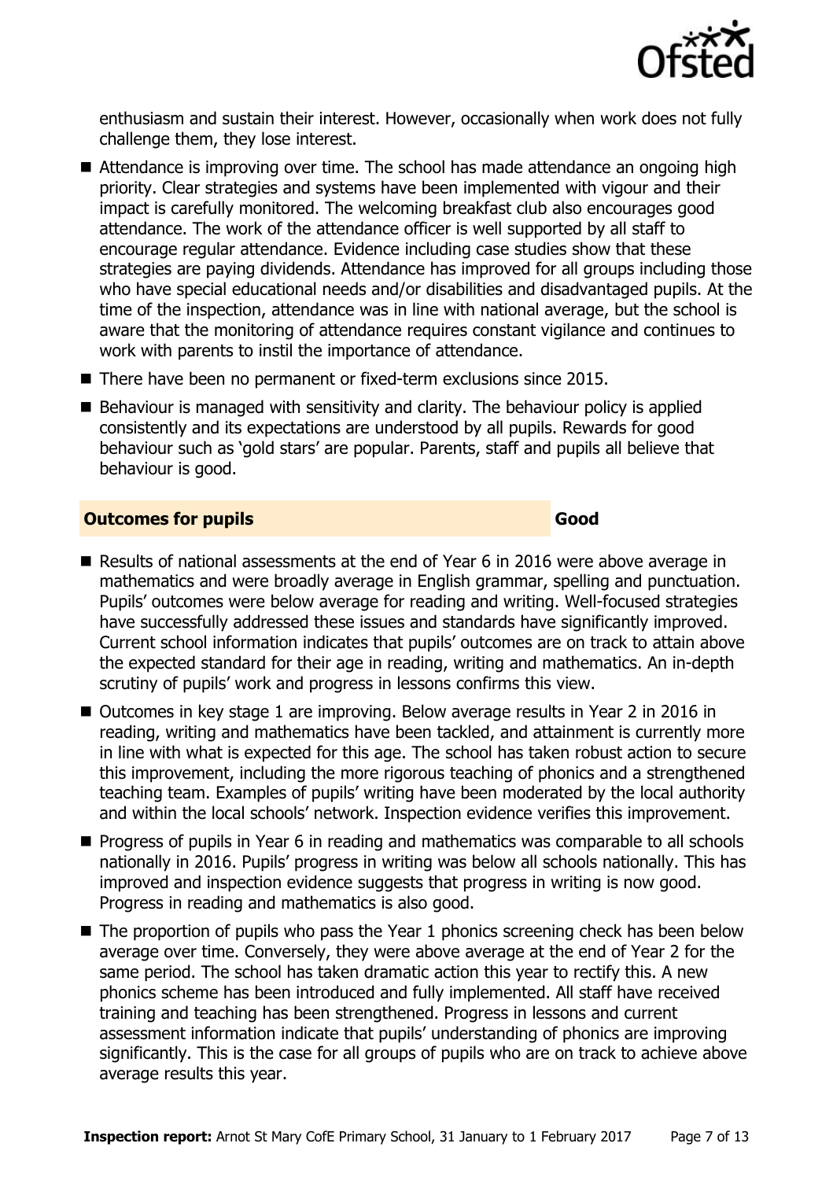enthusiasm and sustain their interest. However, occasionally when work does not fully challenge them, they lose interest.

- Attendance is improving over time. The school has made attendance an ongoing high priority. Clear strategies and systems have been implemented with vigour and their impact is carefully monitored. The welcoming breakfast club also encourages good attendance. The work of the attendance officer is well supported by all staff to encourage regular attendance. Evidence including case studies show that these strategies are paying dividends. Attendance has improved for all groups including those who have special educational needs and/or disabilities and disadvantaged pupils. At the time of the inspection, attendance was in line with national average, but the school is aware that the monitoring of attendance requires constant vigilance and continues to work with parents to instil the importance of attendance.
- There have been no permanent or fixed-term exclusions since 2015.
- Behaviour is managed with sensitivity and clarity. The behaviour policy is applied consistently and its expectations are understood by all pupils. Rewards for good behaviour such as 'gold stars' are popular. Parents, staff and pupils all believe that behaviour is good.

## Outcomes for pupils — Good

- Results of national assessments at the end of Year 6 in 2016 were above average in mathematics and were broadly average in English grammar, spelling and punctuation. Pupils' outcomes were below average for reading and writing. Well-focused strategies have successfully addressed these issues and standards have significantly improved. Current school information indicates that pupils' outcomes are on track to attain above the expected standard for their age in reading, writing and mathematics. An in-depth scrutiny of pupils' work and progress in lessons confirms this view.
- Outcomes in key stage 1 are improving. Below average results in Year 2 in 2016 in reading, writing and mathematics have been tackled, and attainment is currently more in line with what is expected for this age. The school has taken robust action to secure this improvement, including the more rigorous teaching of phonics and a strengthened teaching team. Examples of pupils' writing have been moderated by the local authority and within the local schools' network. Inspection evidence verifies this improvement.
- Progress of pupils in Year 6 in reading and mathematics was comparable to all schools nationally in 2016. Pupils' progress in writing was below all schools nationally. This has improved and inspection evidence suggests that progress in writing is now good. Progress in reading and mathematics is also good.
- The proportion of pupils who pass the Year 1 phonics screening check has been below average over time. Conversely, they were above average at the end of Year 2 for the same period. The school has taken dramatic action this year to rectify this. A new phonics scheme has been introduced and fully implemented. All staff have received training and teaching has been strengthened. Progress in lessons and current assessment information indicate that pupils' understanding of phonics are improving significantly. This is the case for all groups of pupils who are on track to achieve above average results this year.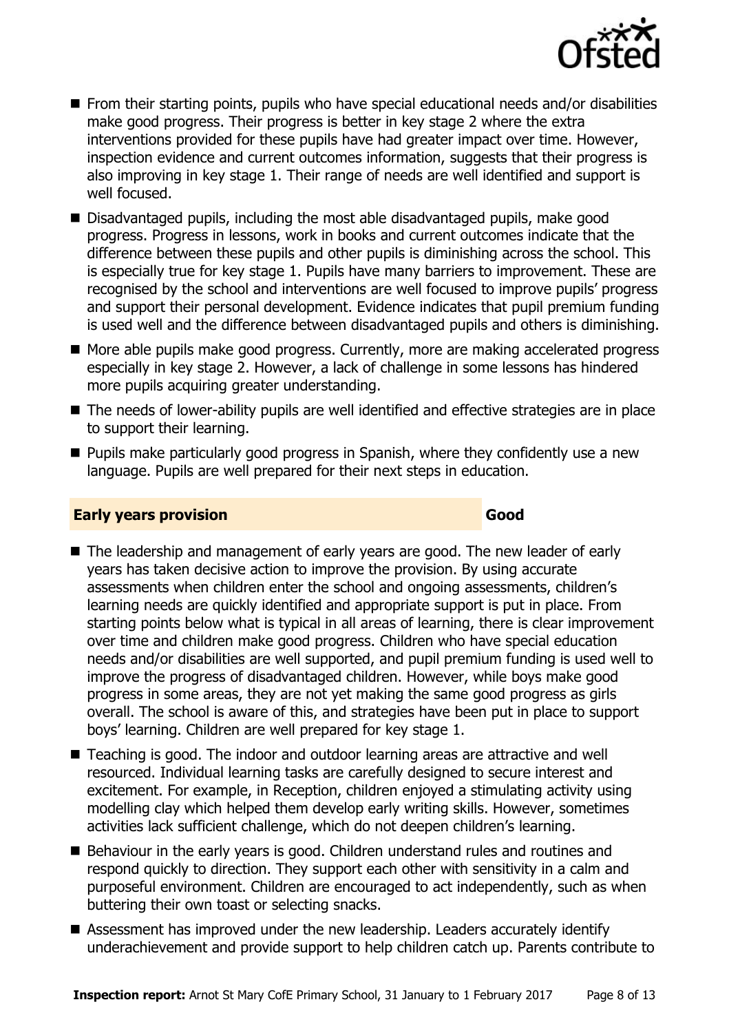- From their starting points, pupils who have special educational needs and/or disabilities make good progress. Their progress is better in key stage 2 where the extra interventions provided for these pupils have had greater impact over time. However, inspection evidence and current outcomes information, suggests that their progress is also improving in key stage 1. Their range of needs are well identified and support is well focused.
- Disadvantaged pupils, including the most able disadvantaged pupils, make good progress. Progress in lessons, work in books and current outcomes indicate that the difference between these pupils and other pupils is diminishing across the school. This is especially true for key stage 1. Pupils have many barriers to improvement. These are recognised by the school and interventions are well focused to improve pupils' progress and support their personal development. Evidence indicates that pupil premium funding is used well and the difference between disadvantaged pupils and others is diminishing.
- More able pupils make good progress. Currently, more are making accelerated progress especially in key stage 2. However, a lack of challenge in some lessons has hindered more pupils acquiring greater understanding.
- The needs of lower-ability pupils are well identified and effective strategies are in place to support their learning.
- Pupils make particularly good progress in Spanish, where they confidently use a new language. Pupils are well prepared for their next steps in education.

## Early years provision — Good

- The leadership and management of early years are good. The new leader of early years has taken decisive action to improve the provision. By using accurate assessments when children enter the school and ongoing assessments, children's learning needs are quickly identified and appropriate support is put in place. From starting points below what is typical in all areas of learning, there is clear improvement over time and children make good progress. Children who have special education needs and/or disabilities are well supported, and pupil premium funding is used well to improve the progress of disadvantaged children. However, while boys make good progress in some areas, they are not yet making the same good progress as girls overall. The school is aware of this, and strategies have been put in place to support boys' learning. Children are well prepared for key stage 1.
- Teaching is good. The indoor and outdoor learning areas are attractive and well resourced. Individual learning tasks are carefully designed to secure interest and excitement. For example, in Reception, children enjoyed a stimulating activity using modelling clay which helped them develop early writing skills. However, sometimes activities lack sufficient challenge, which do not deepen children's learning.
- Behaviour in the early years is good. Children understand rules and routines and respond quickly to direction. They support each other with sensitivity in a calm and purposeful environment. Children are encouraged to act independently, such as when buttering their own toast or selecting snacks.
- Assessment has improved under the new leadership. Leaders accurately identify underachievement and provide support to help children catch up. Parents contribute to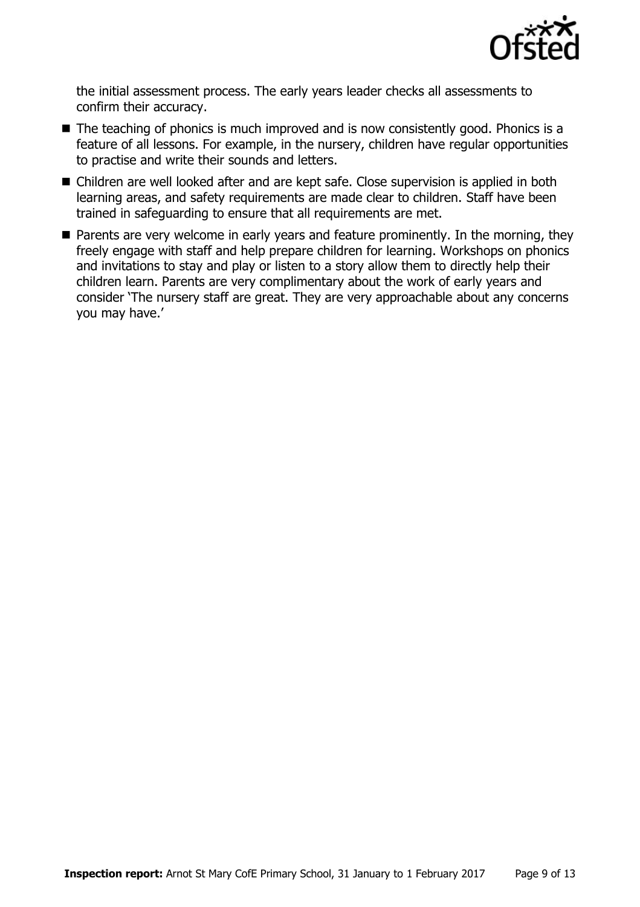the initial assessment process. The early years leader checks all assessments to confirm their accuracy.

- The teaching of phonics is much improved and is now consistently good. Phonics is a feature of all lessons. For example, in the nursery, children have regular opportunities to practise and write their sounds and letters.
- Children are well looked after and are kept safe. Close supervision is applied in both learning areas, and safety requirements are made clear to children. Staff have been trained in safeguarding to ensure that all requirements are met.
- Parents are very welcome in early years and feature prominently. In the morning, they freely engage with staff and help prepare children for learning. Workshops on phonics and invitations to stay and play or listen to a story allow them to directly help their children learn. Parents are very complimentary about the work of early years and consider 'The nursery staff are great. They are very approachable about any concerns you may have.'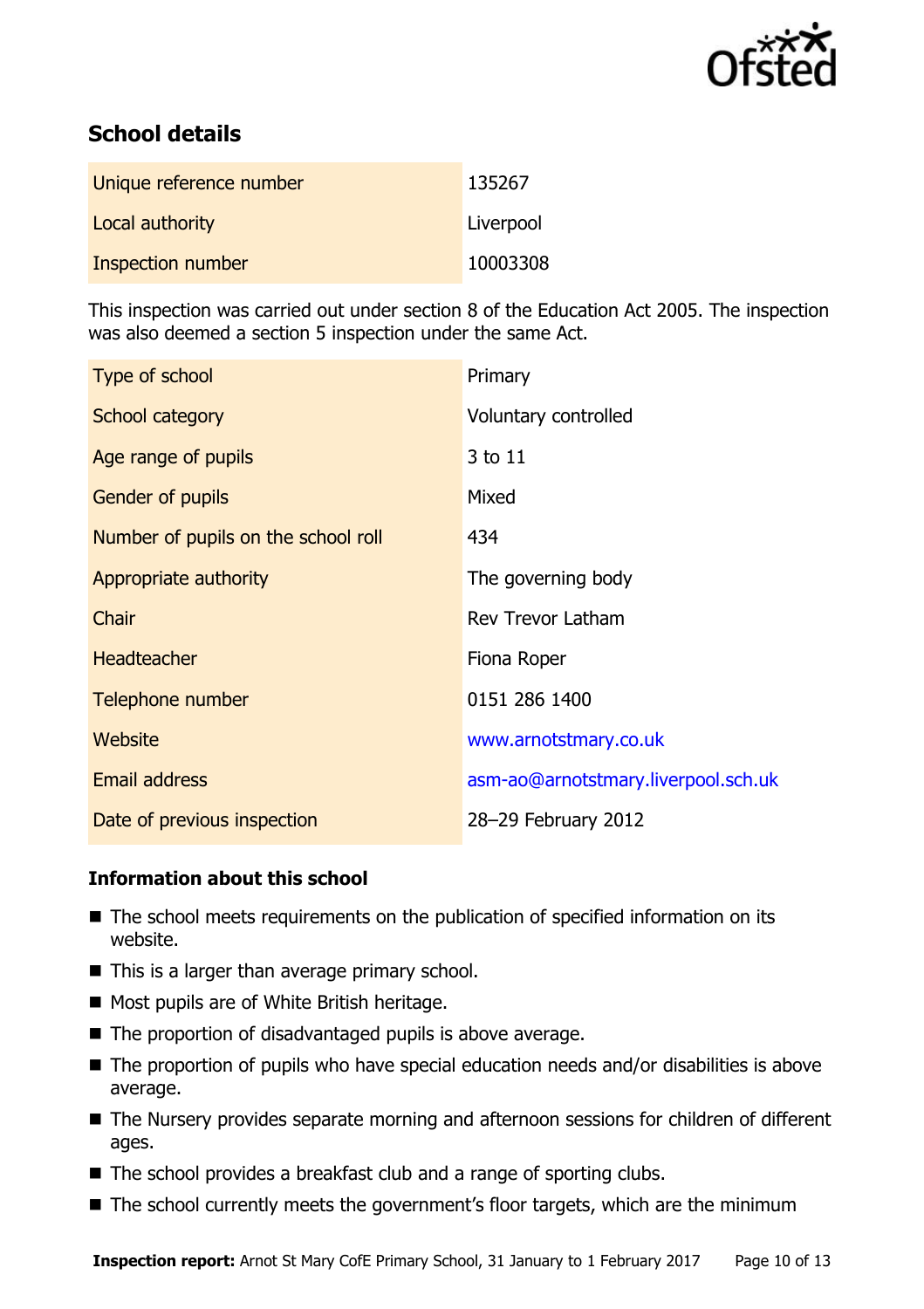## School details

| | |
|---|---|
| Unique reference number | 135267 |
| Local authority | Liverpool |
| Inspection number | 10003308 |

This inspection was carried out under section 8 of the Education Act 2005. The inspection was also deemed a section 5 inspection under the same Act.

| | |
|---|---|
| Type of school | Primary |
| School category | Voluntary controlled |
| Age range of pupils | 3 to 11 |
| Gender of pupils | Mixed |
| Number of pupils on the school roll | 434 |
| Appropriate authority | The governing body |
| Chair | Rev Trevor Latham |
| Headteacher | Fiona Roper |
| Telephone number | 0151 286 1400 |
| Website | www.arnotstmary.co.uk |
| Email address | asm-ao@arnotstmary.liverpool.sch.uk |
| Date of previous inspection | 28–29 February 2012 |

### Information about this school

- The school meets requirements on the publication of specified information on its website.
- This is a larger than average primary school.
- Most pupils are of White British heritage.
- The proportion of disadvantaged pupils is above average.
- The proportion of pupils who have special education needs and/or disabilities is above average.
- The Nursery provides separate morning and afternoon sessions for children of different ages.
- The school provides a breakfast club and a range of sporting clubs.
- The school currently meets the government's floor targets, which are the minimum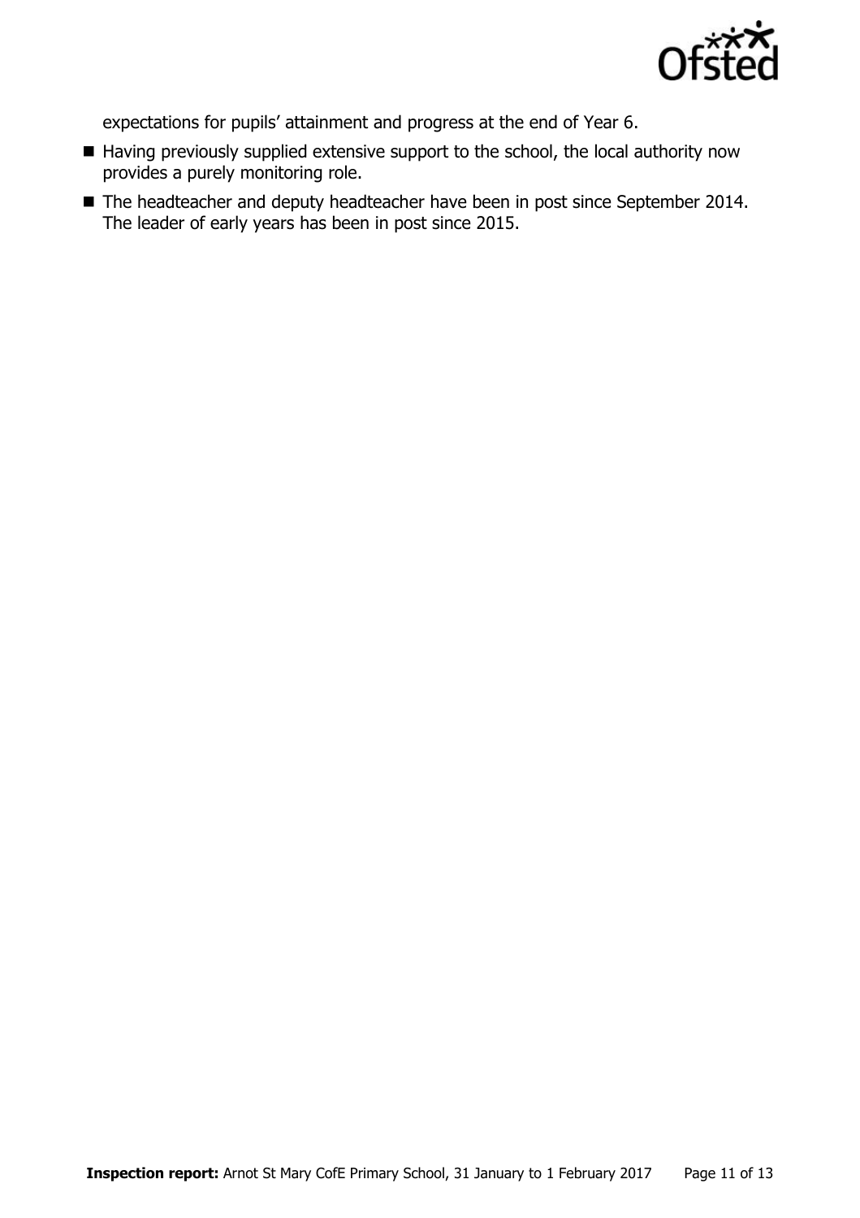expectations for pupils' attainment and progress at the end of Year 6.

- Having previously supplied extensive support to the school, the local authority now provides a purely monitoring role.
- The headteacher and deputy headteacher have been in post since September 2014. The leader of early years has been in post since 2015.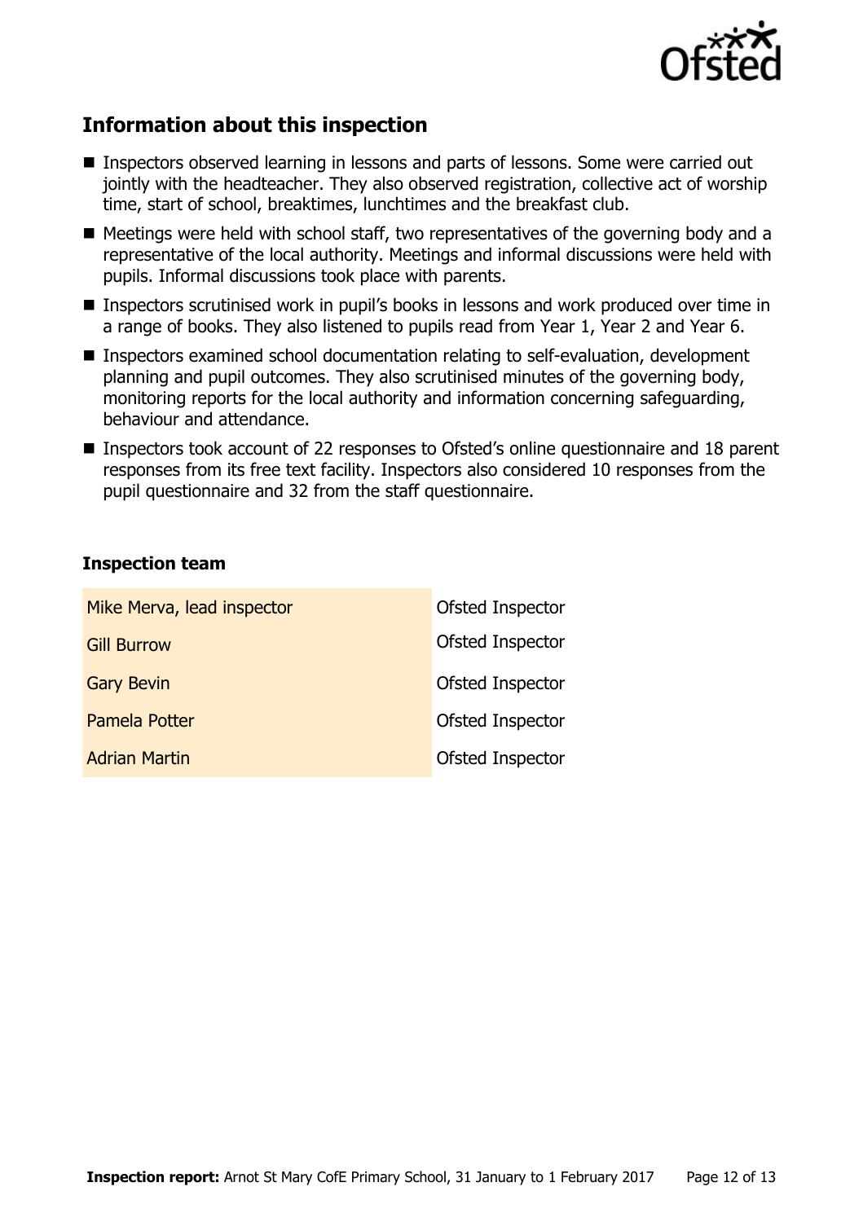## Information about this inspection

- Inspectors observed learning in lessons and parts of lessons. Some were carried out jointly with the headteacher. They also observed registration, collective act of worship time, start of school, breaktimes, lunchtimes and the breakfast club.
- Meetings were held with school staff, two representatives of the governing body and a representative of the local authority. Meetings and informal discussions were held with pupils. Informal discussions took place with parents.
- Inspectors scrutinised work in pupil's books in lessons and work produced over time in a range of books. They also listened to pupils read from Year 1, Year 2 and Year 6.
- Inspectors examined school documentation relating to self-evaluation, development planning and pupil outcomes. They also scrutinised minutes of the governing body, monitoring reports for the local authority and information concerning safeguarding, behaviour and attendance.
- Inspectors took account of 22 responses to Ofsted's online questionnaire and 18 parent responses from its free text facility. Inspectors also considered 10 responses from the pupil questionnaire and 32 from the staff questionnaire.

### Inspection team

| | |
|---|---|
| Mike Merva, lead inspector | Ofsted Inspector |
| Gill Burrow | Ofsted Inspector |
| Gary Bevin | Ofsted Inspector |
| Pamela Potter | Ofsted Inspector |
| Adrian Martin | Ofsted Inspector |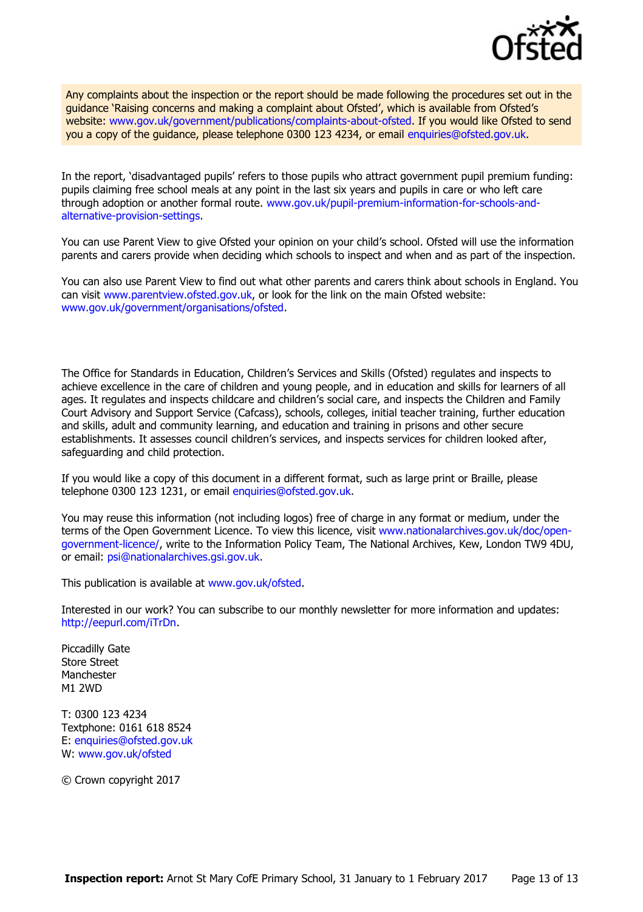Any complaints about the inspection or the report should be made following the procedures set out in the guidance 'Raising concerns and making a complaint about Ofsted', which is available from Ofsted's website: www.gov.uk/government/publications/complaints-about-ofsted. If you would like Ofsted to send you a copy of the guidance, please telephone 0300 123 4234, or email enquiries@ofsted.gov.uk.

In the report, 'disadvantaged pupils' refers to those pupils who attract government pupil premium funding: pupils claiming free school meals at any point in the last six years and pupils in care or who left care through adoption or another formal route. www.gov.uk/pupil-premium-information-for-schools-and-alternative-provision-settings.

You can use Parent View to give Ofsted your opinion on your child's school. Ofsted will use the information parents and carers provide when deciding which schools to inspect and when and as part of the inspection.

You can also use Parent View to find out what other parents and carers think about schools in England. You can visit www.parentview.ofsted.gov.uk, or look for the link on the main Ofsted website: www.gov.uk/government/organisations/ofsted.

The Office for Standards in Education, Children's Services and Skills (Ofsted) regulates and inspects to achieve excellence in the care of children and young people, and in education and skills for learners of all ages. It regulates and inspects childcare and children's social care, and inspects the Children and Family Court Advisory and Support Service (Cafcass), schools, colleges, initial teacher training, further education and skills, adult and community learning, and education and training in prisons and other secure establishments. It assesses council children's services, and inspects services for children looked after, safeguarding and child protection.

If you would like a copy of this document in a different format, such as large print or Braille, please telephone 0300 123 1231, or email enquiries@ofsted.gov.uk.

You may reuse this information (not including logos) free of charge in any format or medium, under the terms of the Open Government Licence. To view this licence, visit www.nationalarchives.gov.uk/doc/open-government-licence/, write to the Information Policy Team, The National Archives, Kew, London TW9 4DU, or email: psi@nationalarchives.gsi.gov.uk.

This publication is available at www.gov.uk/ofsted.

Interested in our work? You can subscribe to our monthly newsletter for more information and updates: http://eepurl.com/iTrDn.

Piccadilly Gate
Store Street
Manchester
M1 2WD

T: 0300 123 4234
Textphone: 0161 618 8524
E: enquiries@ofsted.gov.uk
W: www.gov.uk/ofsted

© Crown copyright 2017